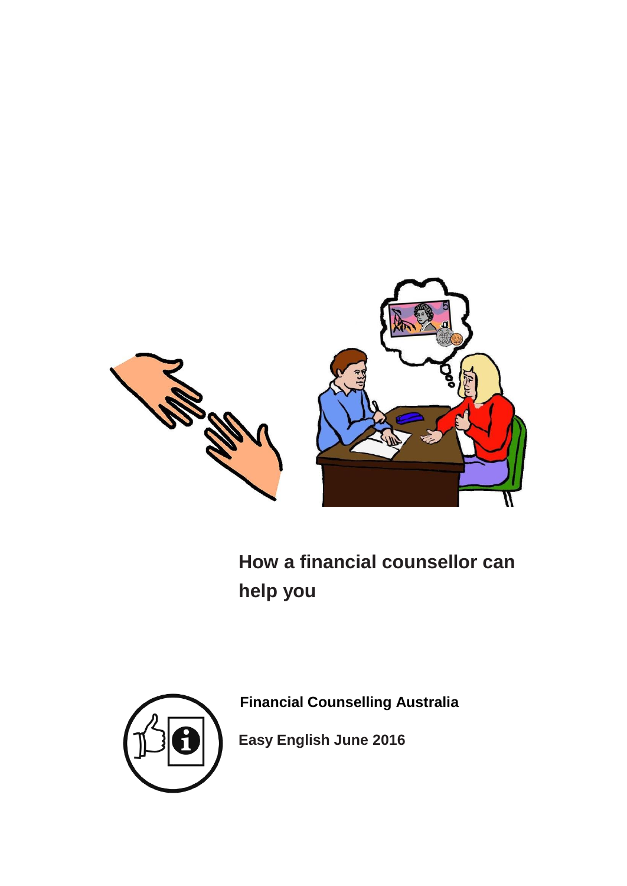# How a financial counsellor can help you

**Financial Counselling Australia**

**Easy English June 2016**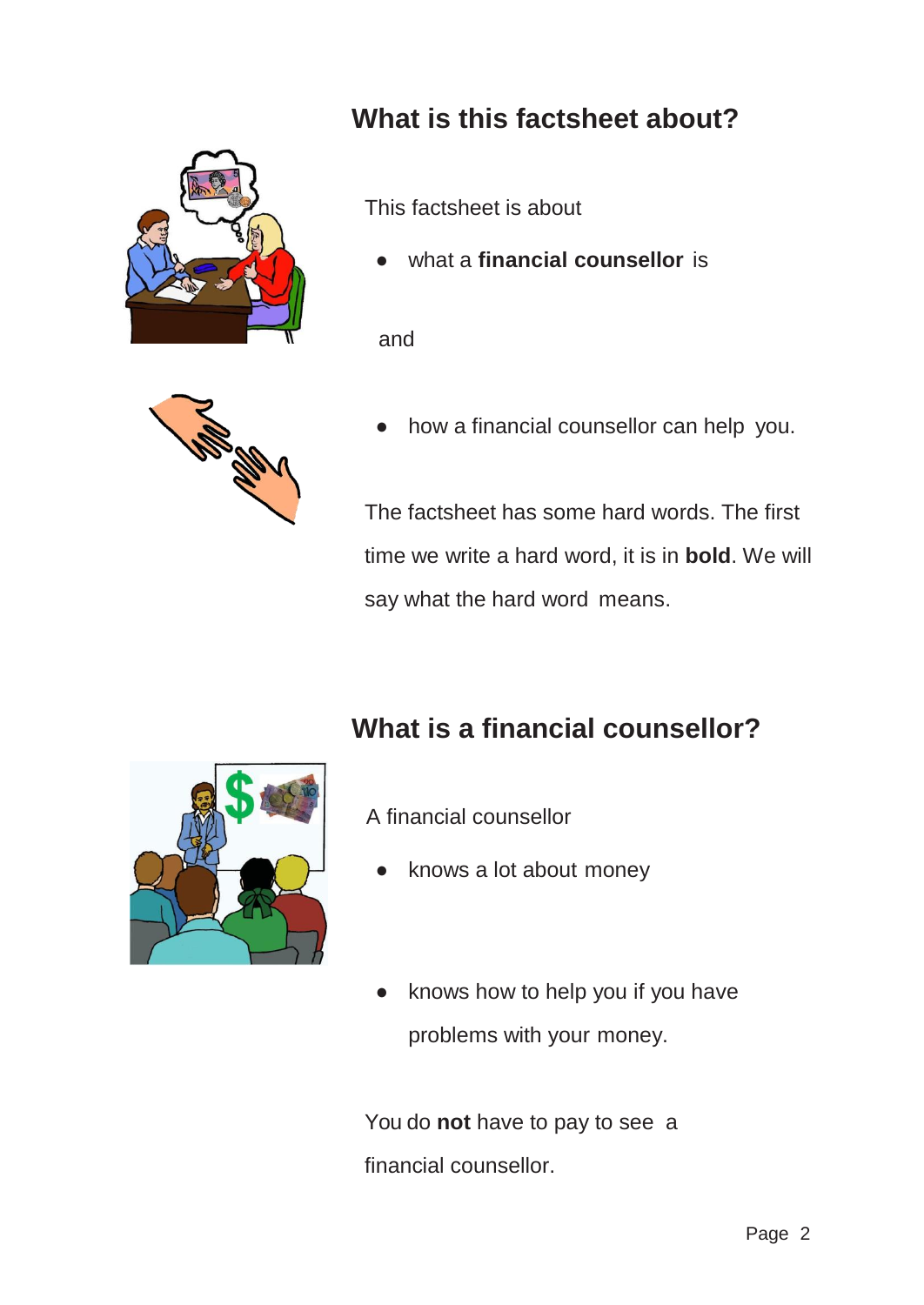## What is this factsheet about?

This factsheet is about

- what a **financial counsellor** is

and

- how a financial counsellor can help you.

The factsheet has some hard words. The first time we write a hard word, it is in **bold**. We will say what the hard word means.

## What is a financial counsellor?

A financial counsellor

- knows a lot about money
- knows how to help you if you have problems with your money.

You do **not** have to pay to see a financial counsellor.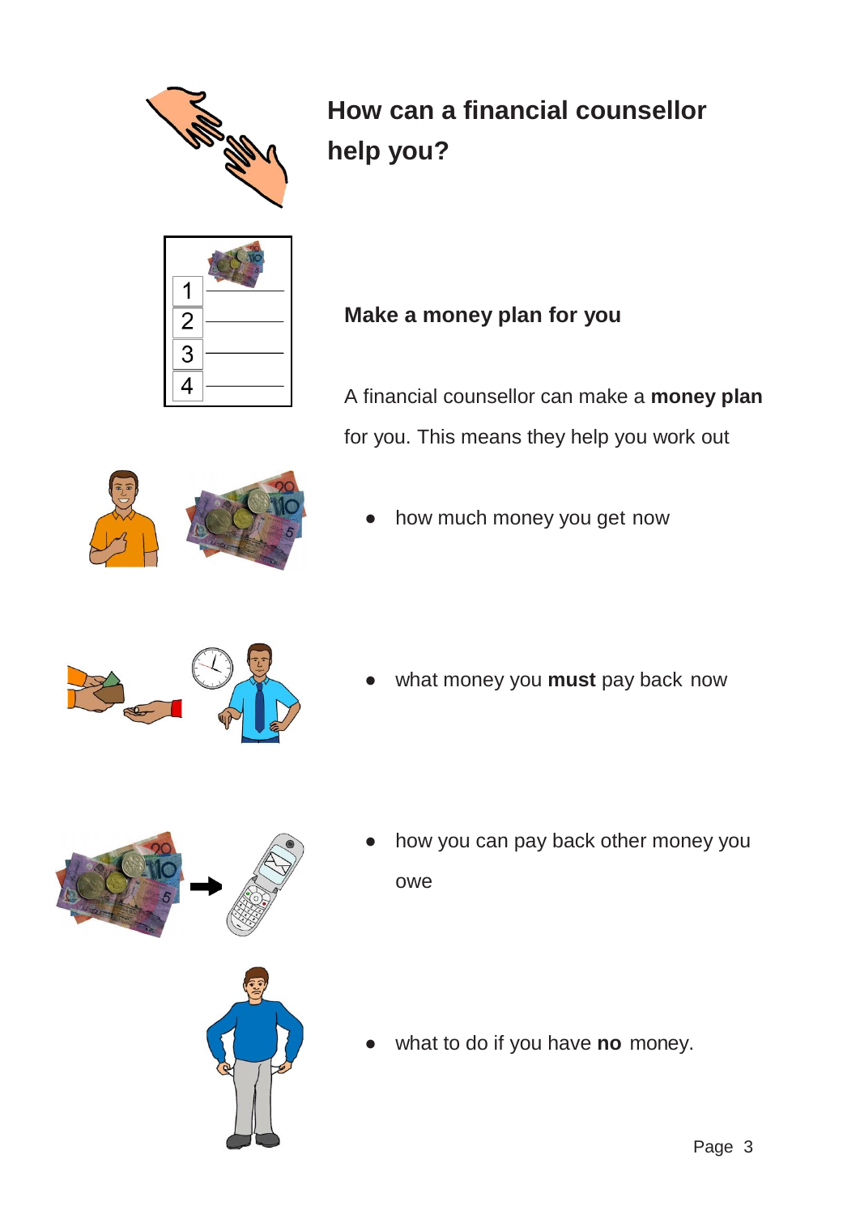# How can a financial counsellor help you?

## Make a money plan for you

A financial counsellor can make a **money plan** for you. This means they help you work out

- how much money you get now
- what money you **must** pay back now
- how you can pay back other money you owe
- what to do if you have **no** money.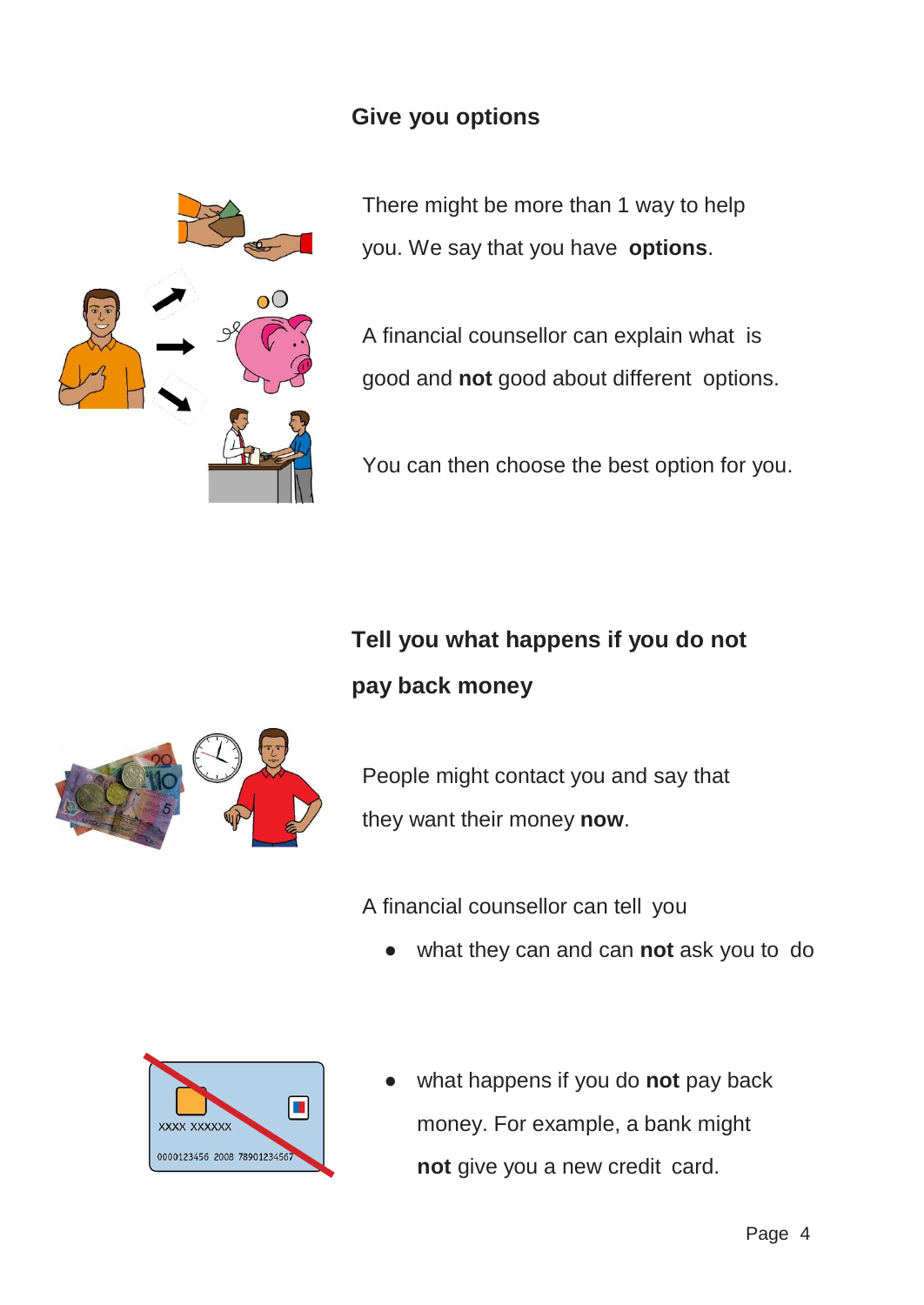## Give you options

There might be more than 1 way to help you. We say that you have **options**.

A financial counsellor can explain what is good and **not** good about different options.

You can then choose the best option for you.

## Tell you what happens if you do not pay back money

People might contact you and say that they want their money **now**.

A financial counsellor can tell you

- what they can and can **not** ask you to do
- what happens if you do **not** pay back money. For example, a bank might **not** give you a new credit card.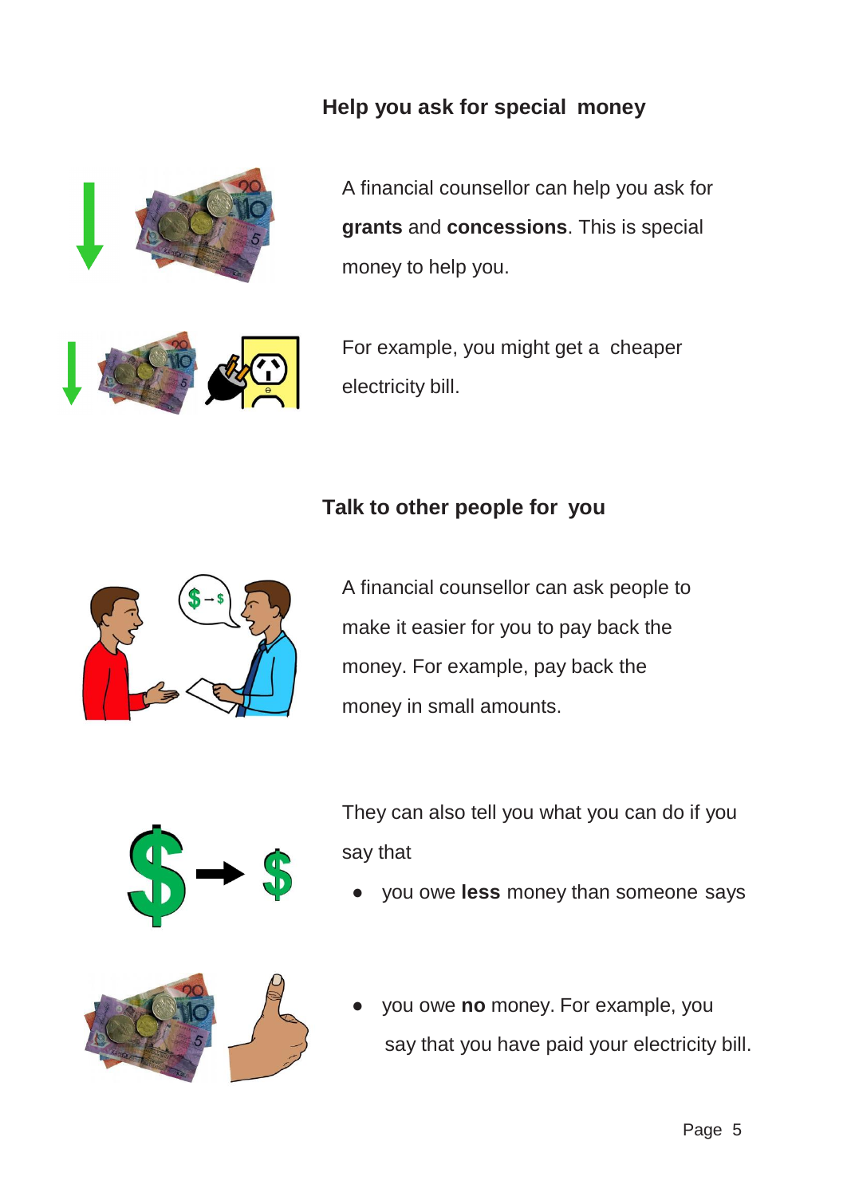## Help you ask for special money

A financial counsellor can help you ask for **grants** and **concessions**. This is special money to help you.

For example, you might get a cheaper electricity bill.

## Talk to other people for you

A financial counsellor can ask people to make it easier for you to pay back the money. For example, pay back the money in small amounts.

They can also tell you what you can do if you say that

- you owe **less** money than someone says
- you owe **no** money. For example, you say that you have paid your electricity bill.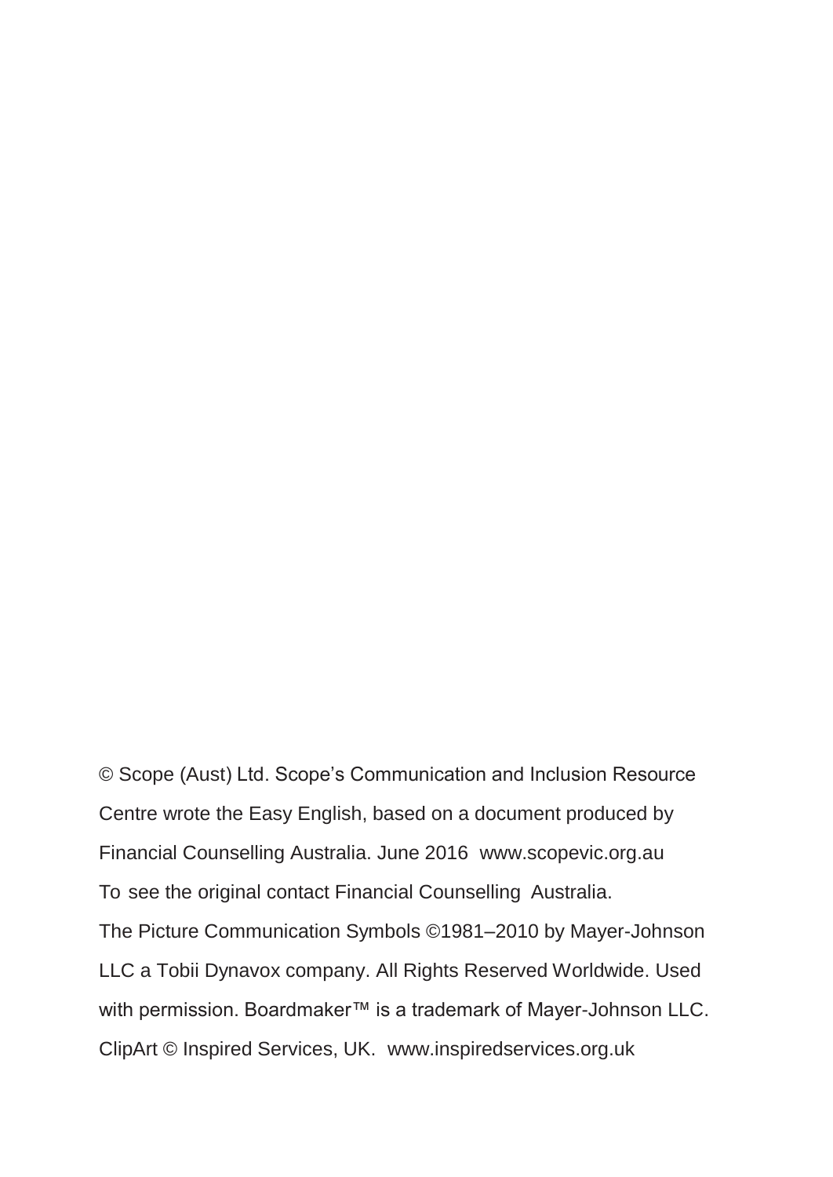© Scope (Aust) Ltd. Scope's Communication and Inclusion Resource Centre wrote the Easy English, based on a document produced by Financial Counselling Australia. June 2016 www.scopevic.org.au

To see the original contact Financial Counselling Australia.

The Picture Communication Symbols ©1981–2010 by Mayer-Johnson LLC a Tobii Dynavox company. All Rights Reserved Worldwide. Used with permission. Boardmaker™ is a trademark of Mayer-Johnson LLC.

ClipArt © Inspired Services, UK. www.inspiredservices.org.uk